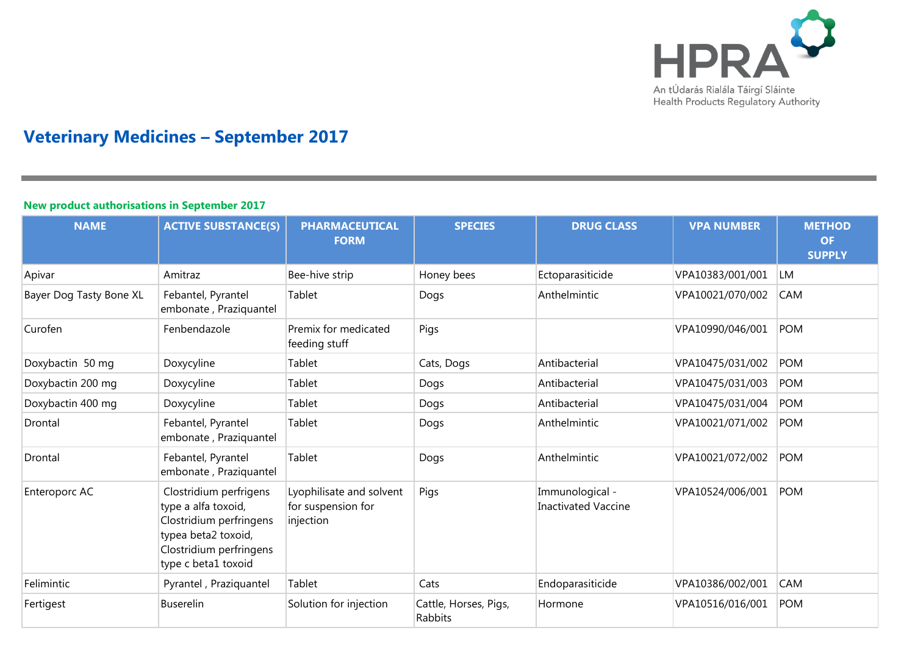# Veterinary Medicines – September 2017

## New product authorisations in September 2017

| NAME | ACTIVE SUBSTANCE(S) | PHARMACEUTICAL FORM | SPECIES | DRUG CLASS | VPA NUMBER | METHOD OF SUPPLY |
|---|---|---|---|---|---|---|
| Apivar | Amitraz | Bee-hive strip | Honey bees | Ectoparasiticide | VPA10383/001/001 | LM |
| Bayer Dog Tasty Bone XL | Febantel, Pyrantel embonate , Praziquantel | Tablet | Dogs | Anthelmintic | VPA10021/070/002 | CAM |
| Curofen | Fenbendazole | Premix for medicated feeding stuff | Pigs | | VPA10990/046/001 | POM |
| Doxybactin 50 mg | Doxycyline | Tablet | Cats, Dogs | Antibacterial | VPA10475/031/002 | POM |
| Doxybactin 200 mg | Doxycyline | Tablet | Dogs | Antibacterial | VPA10475/031/003 | POM |
| Doxybactin 400 mg | Doxycyline | Tablet | Dogs | Antibacterial | VPA10475/031/004 | POM |
| Drontal | Febantel, Pyrantel embonate , Praziquantel | Tablet | Dogs | Anthelmintic | VPA10021/071/002 | POM |
| Drontal | Febantel, Pyrantel embonate , Praziquantel | Tablet | Dogs | Anthelmintic | VPA10021/072/002 | POM |
| Enteroporc AC | Clostridium perfrigens type a alfa toxoid, Clostridium perfringens typea beta2 toxoid, Clostridium perfringens type c beta1 toxoid | Lyophilisate and solvent for suspension for injection | Pigs | Immunological - Inactivated Vaccine | VPA10524/006/001 | POM |
| Felimintic | Pyrantel , Praziquantel | Tablet | Cats | Endoparasiticide | VPA10386/002/001 | CAM |
| Fertigest | Buserelin | Solution for injection | Cattle, Horses, Pigs, Rabbits | Hormone | VPA10516/016/001 | POM |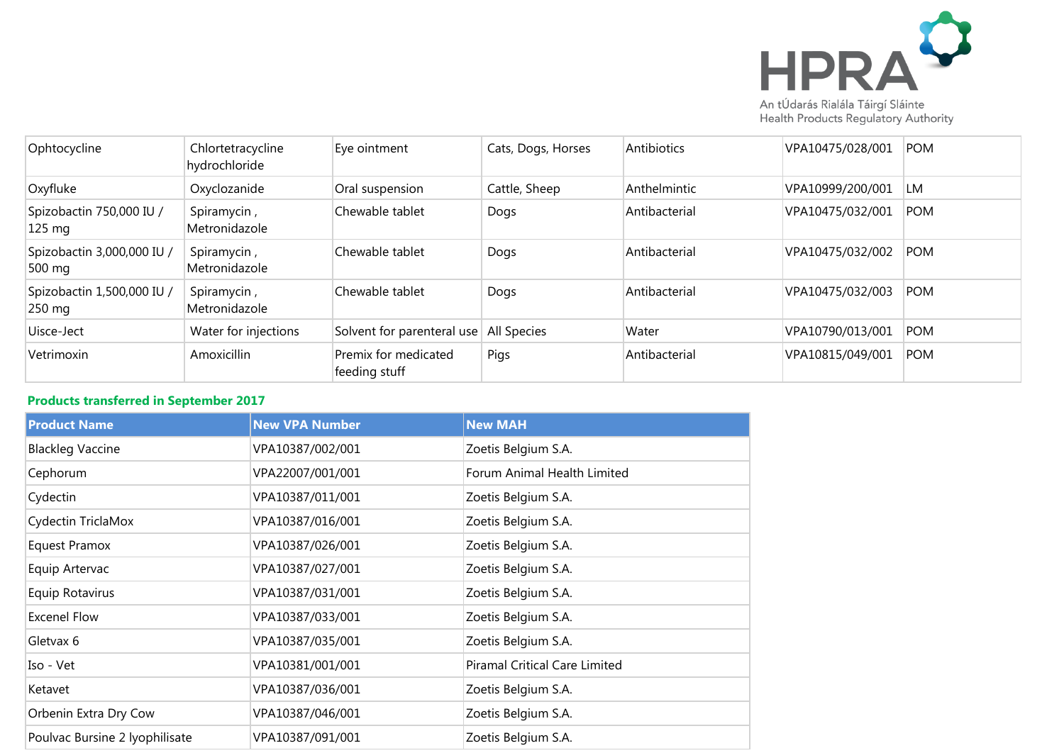| | | | | | | |
|---|---|---|---|---|---|---|
| Ophtocycline | Chlortetracycline hydrochloride | Eye ointment | Cats, Dogs, Horses | Antibiotics | VPA10475/028/001 | POM |
| Oxyfluke | Oxyclozanide | Oral suspension | Cattle, Sheep | Anthelmintic | VPA10999/200/001 | LM |
| Spizobactin 750,000 IU / 125 mg | Spiramycin , Metronidazole | Chewable tablet | Dogs | Antibacterial | VPA10475/032/001 | POM |
| Spizobactin 3,000,000 IU / 500 mg | Spiramycin , Metronidazole | Chewable tablet | Dogs | Antibacterial | VPA10475/032/002 | POM |
| Spizobactin 1,500,000 IU / 250 mg | Spiramycin , Metronidazole | Chewable tablet | Dogs | Antibacterial | VPA10475/032/003 | POM |
| Uisce-Ject | Water for injections | Solvent for parenteral use | All Species | Water | VPA10790/013/001 | POM |
| Vetrimoxin | Amoxicillin | Premix for medicated feeding stuff | Pigs | Antibacterial | VPA10815/049/001 | POM |

## Products transferred in September 2017

| Product Name | New VPA Number | New MAH |
|---|---|---|
| Blackleg Vaccine | VPA10387/002/001 | Zoetis Belgium S.A. |
| Cephorum | VPA22007/001/001 | Forum Animal Health Limited |
| Cydectin | VPA10387/011/001 | Zoetis Belgium S.A. |
| Cydectin TriclaMox | VPA10387/016/001 | Zoetis Belgium S.A. |
| Equest Pramox | VPA10387/026/001 | Zoetis Belgium S.A. |
| Equip Artervac | VPA10387/027/001 | Zoetis Belgium S.A. |
| Equip Rotavirus | VPA10387/031/001 | Zoetis Belgium S.A. |
| Excenel Flow | VPA10387/033/001 | Zoetis Belgium S.A. |
| Gletvax 6 | VPA10387/035/001 | Zoetis Belgium S.A. |
| Iso - Vet | VPA10381/001/001 | Piramal Critical Care Limited |
| Ketavet | VPA10387/036/001 | Zoetis Belgium S.A. |
| Orbenin Extra Dry Cow | VPA10387/046/001 | Zoetis Belgium S.A. |
| Poulvac Bursine 2 lyophilisate | VPA10387/091/001 | Zoetis Belgium S.A. |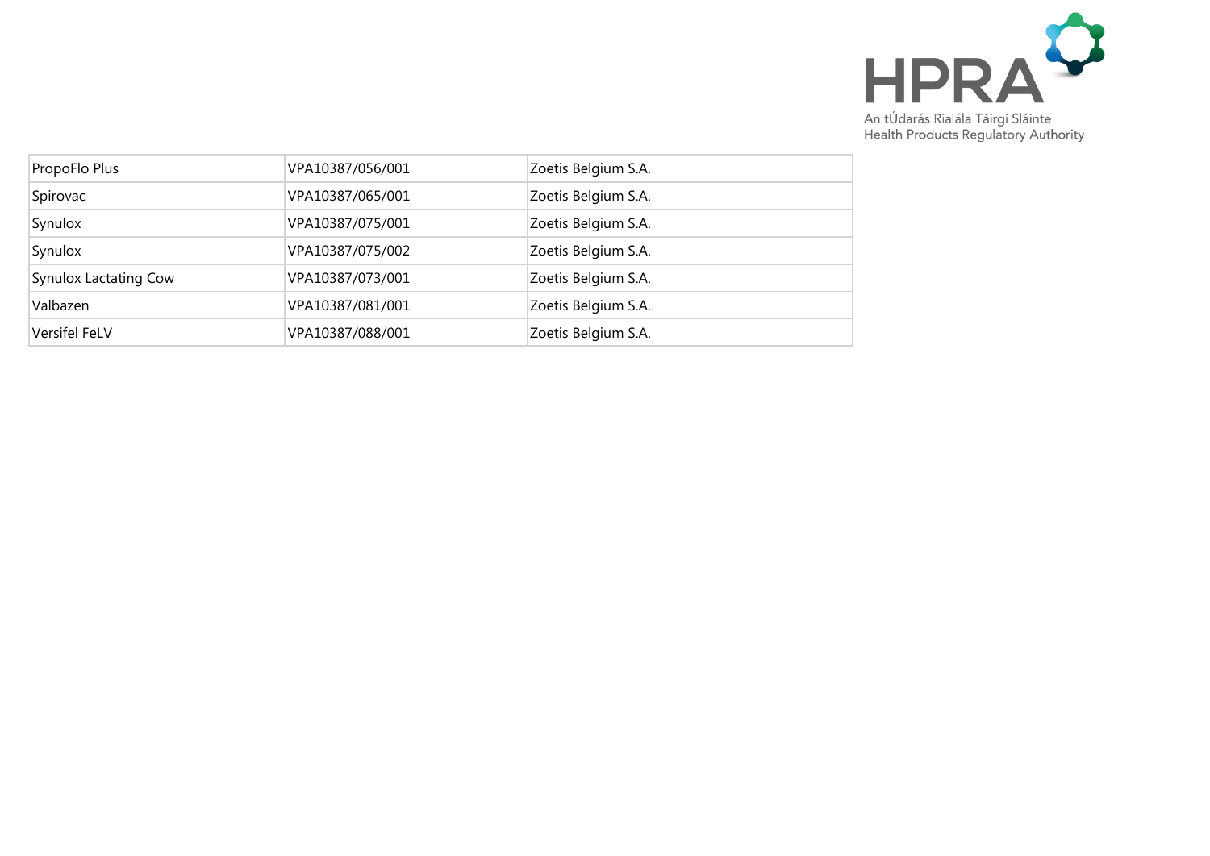| | | |
|---|---|---|
| PropoFlo Plus | VPA10387/056/001 | Zoetis Belgium S.A. |
| Spirovac | VPA10387/065/001 | Zoetis Belgium S.A. |
| Synulox | VPA10387/075/001 | Zoetis Belgium S.A. |
| Synulox | VPA10387/075/002 | Zoetis Belgium S.A. |
| Synulox Lactating Cow | VPA10387/073/001 | Zoetis Belgium S.A. |
| Valbazen | VPA10387/081/001 | Zoetis Belgium S.A. |
| Versifel FeLV | VPA10387/088/001 | Zoetis Belgium S.A. |